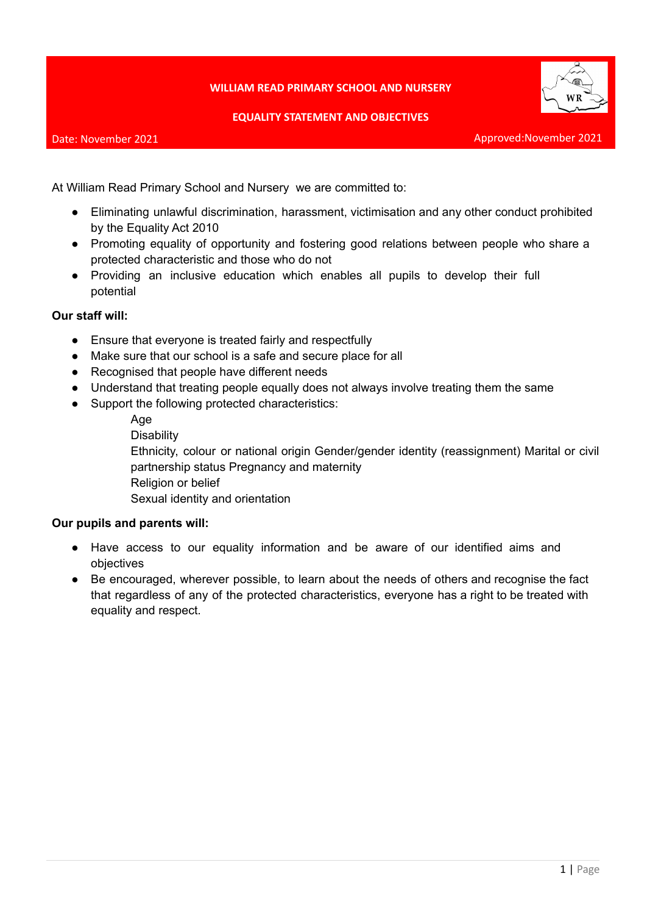**WILLIAM READ PRIMARY SCHOOL AND NURSERY**

**EQUALITY STATEMENT AND OBJECTIVES**

Date: November 2021 Approved:November 2021

At William Read Primary School and Nursery we are committed to:

- Eliminating unlawful discrimination, harassment, victimisation and any other conduct prohibited by the Equality Act 2010
- Promoting equality of opportunity and fostering good relations between people who share a protected characteristic and those who do not
- Providing an inclusive education which enables all pupils to develop their full potential

**Our staff will:**

- Ensure that everyone is treated fairly and respectfully
- Make sure that our school is a safe and secure place for all
- Recognised that people have different needs
- Understand that treating people equally does not always involve treating them the same
- Support the following protected characteristics:

  Age
  Disability
  Ethnicity, colour or national origin Gender/gender identity (reassignment) Marital or civil partnership status Pregnancy and maternity
  Religion or belief
  Sexual identity and orientation

**Our pupils and parents will:**

- Have access to our equality information and be aware of our identified aims and objectives
- Be encouraged, wherever possible, to learn about the needs of others and recognise the fact that regardless of any of the protected characteristics, everyone has a right to be treated with equality and respect.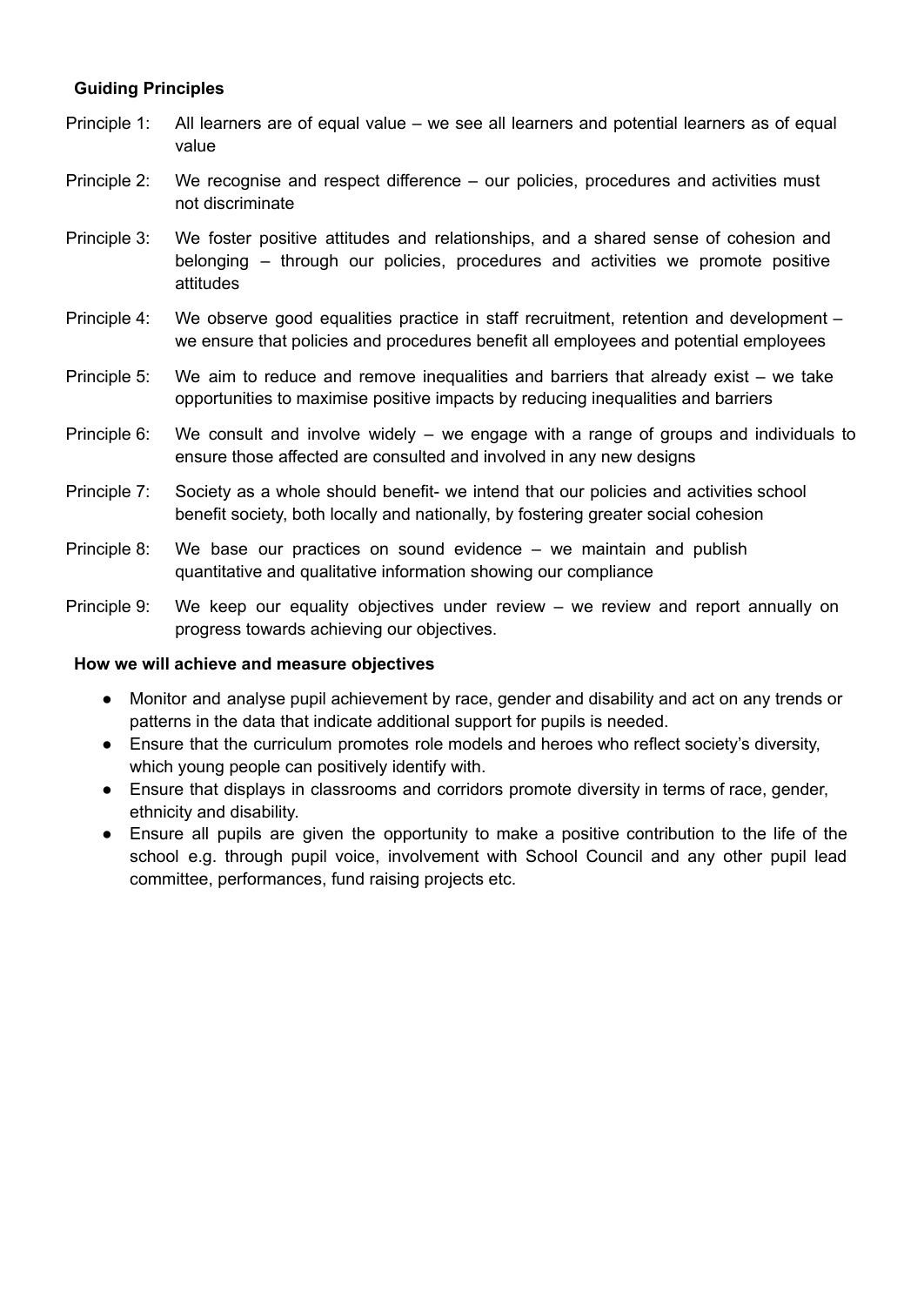**Guiding Principles**

Principle 1: All learners are of equal value – we see all learners and potential learners as of equal value

Principle 2: We recognise and respect difference – our policies, procedures and activities must not discriminate

Principle 3: We foster positive attitudes and relationships, and a shared sense of cohesion and belonging – through our policies, procedures and activities we promote positive attitudes

Principle 4: We observe good equalities practice in staff recruitment, retention and development – we ensure that policies and procedures benefit all employees and potential employees

Principle 5: We aim to reduce and remove inequalities and barriers that already exist – we take opportunities to maximise positive impacts by reducing inequalities and barriers

Principle 6: We consult and involve widely – we engage with a range of groups and individuals to ensure those affected are consulted and involved in any new designs

Principle 7: Society as a whole should benefit- we intend that our policies and activities school benefit society, both locally and nationally, by fostering greater social cohesion

Principle 8: We base our practices on sound evidence – we maintain and publish quantitative and qualitative information showing our compliance

Principle 9: We keep our equality objectives under review – we review and report annually on progress towards achieving our objectives.

**How we will achieve and measure objectives**

- Monitor and analyse pupil achievement by race, gender and disability and act on any trends or patterns in the data that indicate additional support for pupils is needed.
- Ensure that the curriculum promotes role models and heroes who reflect society's diversity, which young people can positively identify with.
- Ensure that displays in classrooms and corridors promote diversity in terms of race, gender, ethnicity and disability.
- Ensure all pupils are given the opportunity to make a positive contribution to the life of the school e.g. through pupil voice, involvement with School Council and any other pupil lead committee, performances, fund raising projects etc.